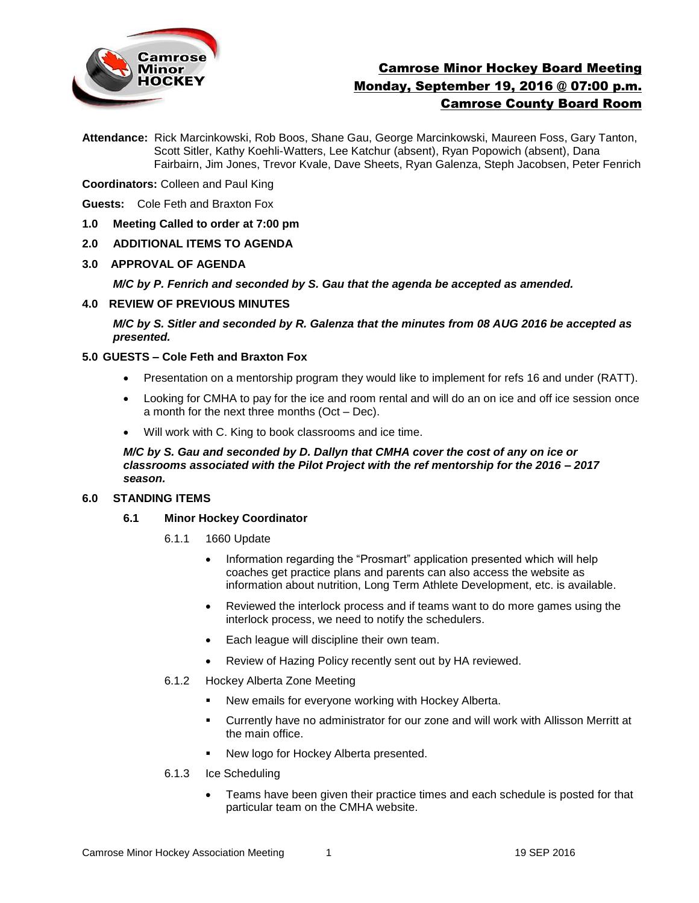# Camrose Minor Hockey Board Meeting
## Monday, September 19, 2016 @ 07:00 p.m.
## Camrose County Board Room

**Attendance:** Rick Marcinkowski, Rob Boos, Shane Gau, George Marcinkowski, Maureen Foss, Gary Tanton, Scott Sitler, Kathy Koehli-Watters, Lee Katchur (absent), Ryan Popowich (absent), Dana Fairbairn, Jim Jones, Trevor Kvale, Dave Sheets, Ryan Galenza, Steph Jacobsen, Peter Fenrich

**Coordinators:** Colleen and Paul King

**Guests:** Cole Feth and Braxton Fox

**1.0 Meeting Called to order at 7:00 pm**

**2.0 ADDITIONAL ITEMS TO AGENDA**

**3.0 APPROVAL OF AGENDA**

***M/C by P. Fenrich and seconded by S. Gau that the agenda be accepted as amended.***

**4.0 REVIEW OF PREVIOUS MINUTES**

***M/C by S. Sitler and seconded by R. Galenza that the minutes from 08 AUG 2016 be accepted as presented.***

**5.0 GUESTS – Cole Feth and Braxton Fox**

- Presentation on a mentorship program they would like to implement for refs 16 and under (RATT).
- Looking for CMHA to pay for the ice and room rental and will do an on ice and off ice session once a month for the next three months (Oct – Dec).
- Will work with C. King to book classrooms and ice time.

***M/C by S. Gau and seconded by D. Dallyn that CMHA cover the cost of any on ice or classrooms associated with the Pilot Project with the ref mentorship for the 2016 – 2017 season.***

**6.0 STANDING ITEMS**

**6.1 Minor Hockey Coordinator**

6.1.1 1660 Update

- Information regarding the "Prosmart" application presented which will help coaches get practice plans and parents can also access the website as information about nutrition, Long Term Athlete Development, etc. is available.
- Reviewed the interlock process and if teams want to do more games using the interlock process, we need to notify the schedulers.
- Each league will discipline their own team.
- Review of Hazing Policy recently sent out by HA reviewed.

6.1.2 Hockey Alberta Zone Meeting

- New emails for everyone working with Hockey Alberta.
- Currently have no administrator for our zone and will work with Allisson Merritt at the main office.
- New logo for Hockey Alberta presented.

6.1.3 Ice Scheduling

- Teams have been given their practice times and each schedule is posted for that particular team on the CMHA website.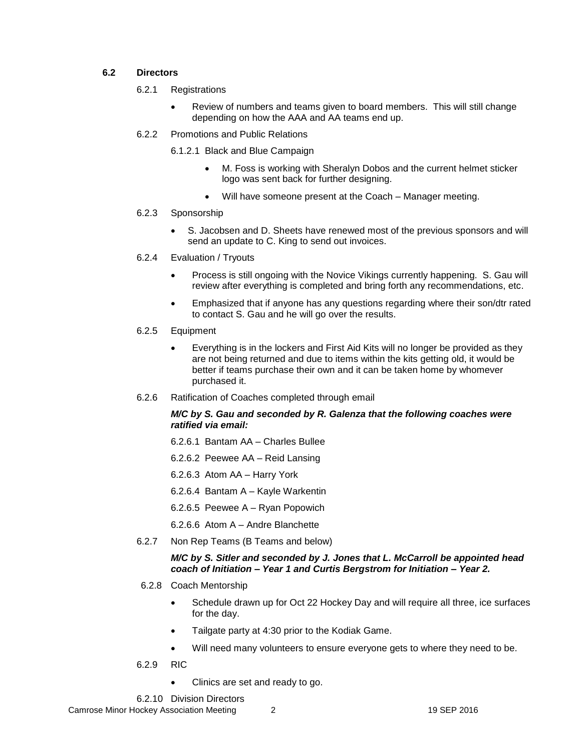### 6.2 Directors

6.2.1 Registrations

- Review of numbers and teams given to board members. This will still change depending on how the AAA and AA teams end up.

6.2.2 Promotions and Public Relations

6.1.2.1 Black and Blue Campaign

- M. Foss is working with Sheralyn Dobos and the current helmet sticker logo was sent back for further designing.
- Will have someone present at the Coach – Manager meeting.

6.2.3 Sponsorship

- S. Jacobsen and D. Sheets have renewed most of the previous sponsors and will send an update to C. King to send out invoices.

6.2.4 Evaluation / Tryouts

- Process is still ongoing with the Novice Vikings currently happening. S. Gau will review after everything is completed and bring forth any recommendations, etc.
- Emphasized that if anyone has any questions regarding where their son/dtr rated to contact S. Gau and he will go over the results.

6.2.5 Equipment

- Everything is in the lockers and First Aid Kits will no longer be provided as they are not being returned and due to items within the kits getting old, it would be better if teams purchase their own and it can be taken home by whomever purchased it.

6.2.6 Ratification of Coaches completed through email

***M/C by S. Gau and seconded by R. Galenza that the following coaches were ratified via email:***

6.2.6.1 Bantam AA – Charles Bullee

6.2.6.2 Peewee AA – Reid Lansing

6.2.6.3 Atom AA – Harry York

6.2.6.4 Bantam A – Kayle Warkentin

6.2.6.5 Peewee A – Ryan Popowich

6.2.6.6 Atom A – Andre Blanchette

6.2.7 Non Rep Teams (B Teams and below)

***M/C by S. Sitler and seconded by J. Jones that L. McCarroll be appointed head coach of Initiation – Year 1 and Curtis Bergstrom for Initiation – Year 2.***

6.2.8 Coach Mentorship

- Schedule drawn up for Oct 22 Hockey Day and will require all three, ice surfaces for the day.
- Tailgate party at 4:30 prior to the Kodiak Game.
- Will need many volunteers to ensure everyone gets to where they need to be.

6.2.9 RIC

- Clinics are set and ready to go.

6.2.10 Division Directors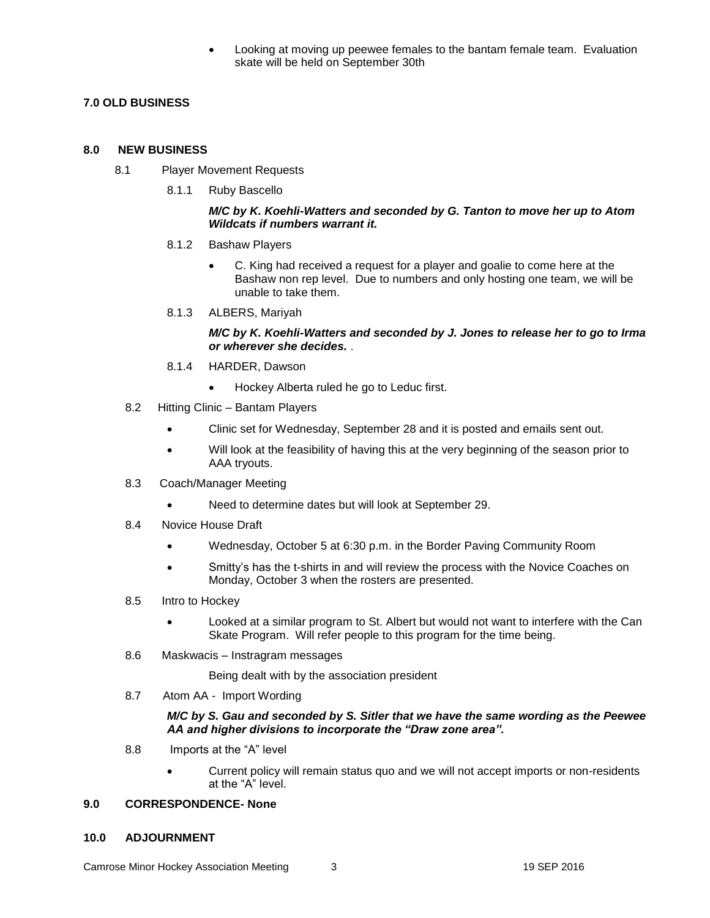- Looking at moving up peewee females to the bantam female team. Evaluation skate will be held on September 30th

## 7.0 OLD BUSINESS

## 8.0 NEW BUSINESS

8.1 Player Movement Requests

8.1.1 Ruby Bascello

***M/C by K. Koehli-Watters and seconded by G. Tanton to move her up to Atom Wildcats if numbers warrant it.***

8.1.2 Bashaw Players

- C. King had received a request for a player and goalie to come here at the Bashaw non rep level. Due to numbers and only hosting one team, we will be unable to take them.

8.1.3 ALBERS, Mariyah

***M/C by K. Koehli-Watters and seconded by J. Jones to release her to go to Irma or wherever she decides.*** .

8.1.4 HARDER, Dawson

- Hockey Alberta ruled he go to Leduc first.

8.2 Hitting Clinic – Bantam Players

- Clinic set for Wednesday, September 28 and it is posted and emails sent out.
- Will look at the feasibility of having this at the very beginning of the season prior to AAA tryouts.

8.3 Coach/Manager Meeting

- Need to determine dates but will look at September 29.

8.4 Novice House Draft

- Wednesday, October 5 at 6:30 p.m. in the Border Paving Community Room
- Smitty's has the t-shirts in and will review the process with the Novice Coaches on Monday, October 3 when the rosters are presented.

8.5 Intro to Hockey

- Looked at a similar program to St. Albert but would not want to interfere with the Can Skate Program. Will refer people to this program for the time being.

8.6 Maskwacis – Instragram messages

Being dealt with by the association president

8.7 Atom AA - Import Wording

***M/C by S. Gau and seconded by S. Sitler that we have the same wording as the Peewee AA and higher divisions to incorporate the "Draw zone area".***

8.8 Imports at the "A" level

- Current policy will remain status quo and we will not accept imports or non-residents at the "A" level.

## 9.0 CORRESPONDENCE- None

## 10.0 ADJOURNMENT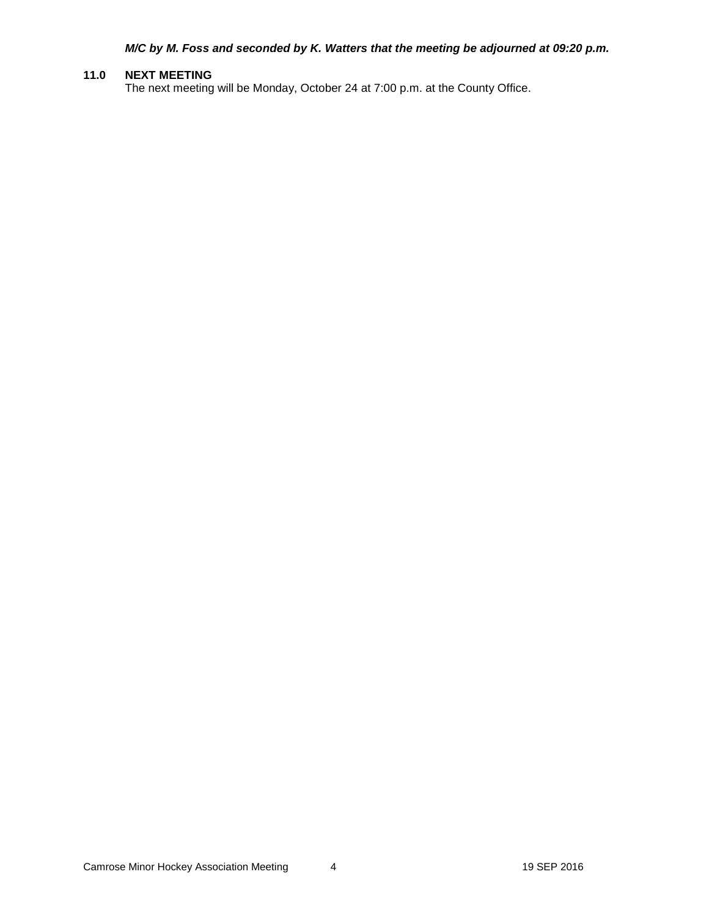***M/C by M. Foss and seconded by K. Watters that the meeting be adjourned at 09:20 p.m.***

## 11.0 NEXT MEETING

The next meeting will be Monday, October 24 at 7:00 p.m. at the County Office.